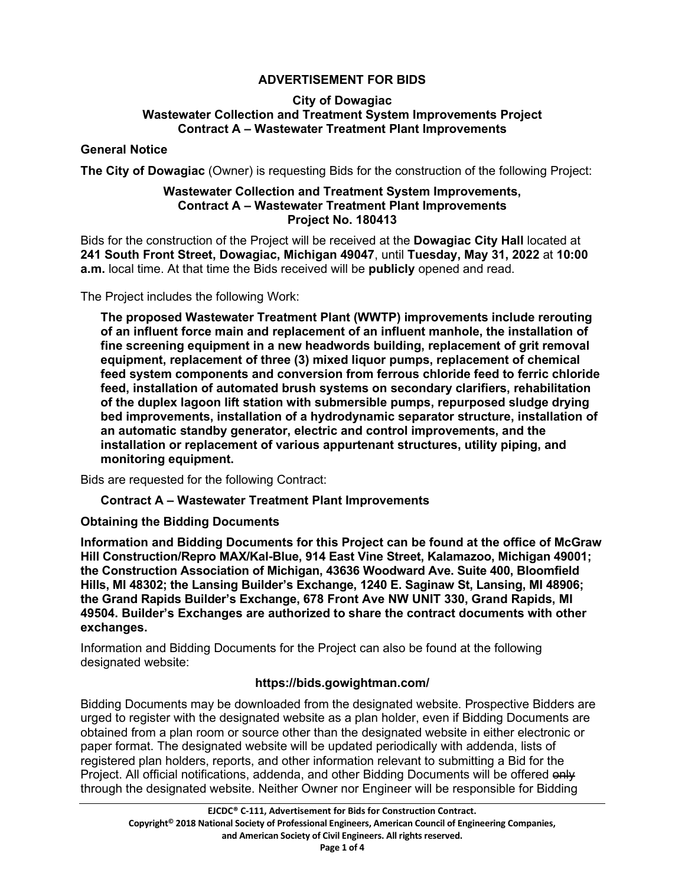# ADVERTISEMENT FOR BIDS

**City of Dowagiac**
**Wastewater Collection and Treatment System Improvements Project**
**Contract A – Wastewater Treatment Plant Improvements**

## General Notice

**The City of Dowagiac** (Owner) is requesting Bids for the construction of the following Project:

**Wastewater Collection and Treatment System Improvements,**
**Contract A – Wastewater Treatment Plant Improvements**
**Project No. 180413**

Bids for the construction of the Project will be received at the **Dowagiac City Hall** located at **241 South Front Street, Dowagiac, Michigan 49047**, until **Tuesday, May 31, 2022** at **10:00 a.m.** local time. At that time the Bids received will be **publicly** opened and read.

The Project includes the following Work:

> **The proposed Wastewater Treatment Plant (WWTP) improvements include rerouting of an influent force main and replacement of an influent manhole, the installation of fine screening equipment in a new headwords building, replacement of grit removal equipment, replacement of three (3) mixed liquor pumps, replacement of chemical feed system components and conversion from ferrous chloride feed to ferric chloride feed, installation of automated brush systems on secondary clarifiers, rehabilitation of the duplex lagoon lift station with submersible pumps, repurposed sludge drying bed improvements, installation of a hydrodynamic separator structure, installation of an automatic standby generator, electric and control improvements, and the installation or replacement of various appurtenant structures, utility piping, and monitoring equipment.**

Bids are requested for the following Contract:

**Contract A – Wastewater Treatment Plant Improvements**

## Obtaining the Bidding Documents

**Information and Bidding Documents for this Project can be found at the office of McGraw Hill Construction/Repro MAX/Kal-Blue, 914 East Vine Street, Kalamazoo, Michigan 49001; the Construction Association of Michigan, 43636 Woodward Ave. Suite 400, Bloomfield Hills, MI 48302; the Lansing Builder's Exchange, 1240 E. Saginaw St, Lansing, MI 48906; the Grand Rapids Builder's Exchange, 678 Front Ave NW UNIT 330, Grand Rapids, MI 49504. Builder's Exchanges are authorized to share the contract documents with other exchanges.**

Information and Bidding Documents for the Project can also be found at the following designated website:

**https://bids.gowightman.com/**

Bidding Documents may be downloaded from the designated website. Prospective Bidders are urged to register with the designated website as a plan holder, even if Bidding Documents are obtained from a plan room or source other than the designated website in either electronic or paper format. The designated website will be updated periodically with addenda, lists of registered plan holders, reports, and other information relevant to submitting a Bid for the Project. All official notifications, addenda, and other Bidding Documents will be offered ~~only~~ through the designated website. Neither Owner nor Engineer will be responsible for Bidding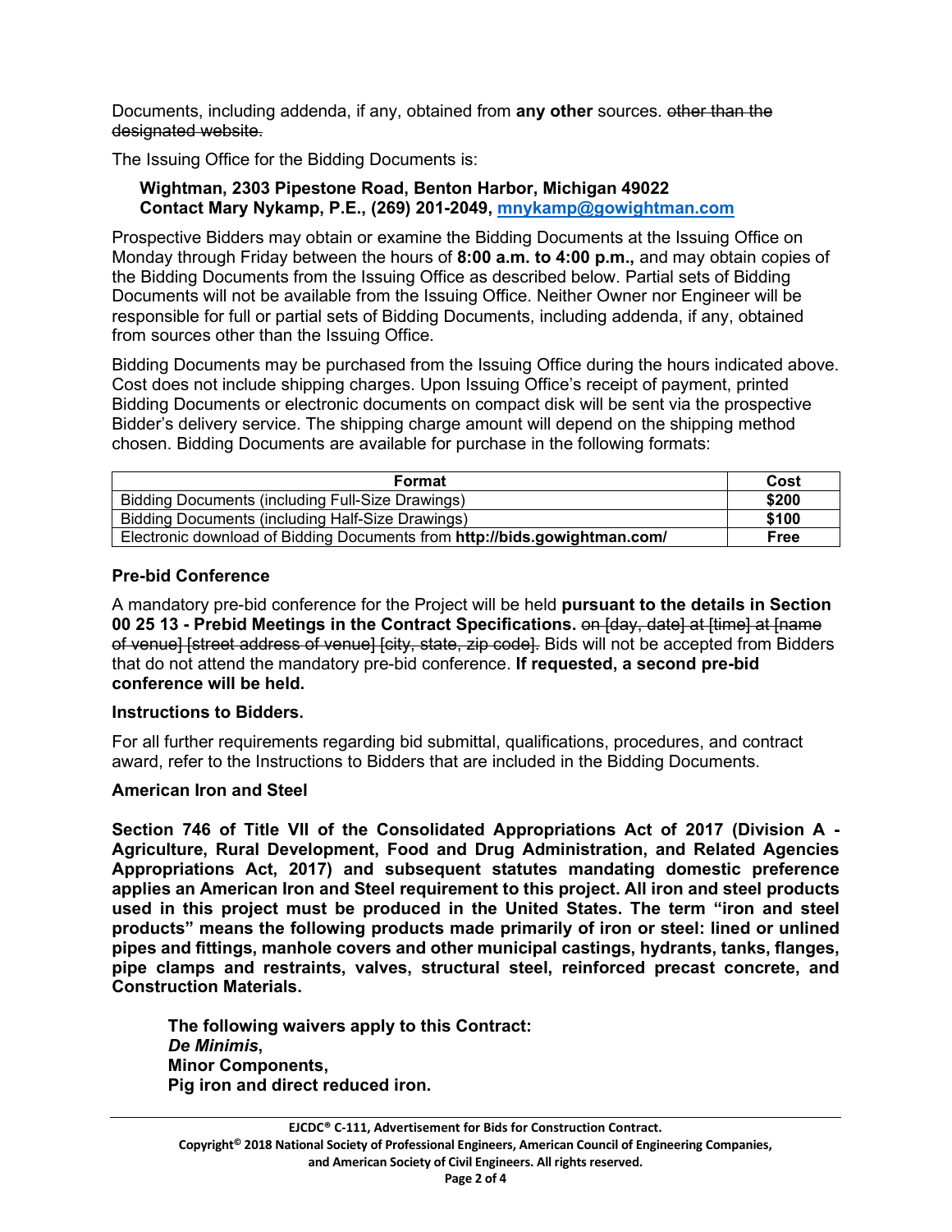Documents, including addenda, if any, obtained from **any other** sources. ~~other than the designated website.~~

The Issuing Office for the Bidding Documents is:

> **Wightman, 2303 Pipestone Road, Benton Harbor, Michigan 49022**
> **Contact Mary Nykamp, P.E., (269) 201-2049, mnykamp@gowightman.com**

Prospective Bidders may obtain or examine the Bidding Documents at the Issuing Office on Monday through Friday between the hours of **8:00 a.m. to 4:00 p.m.,** and may obtain copies of the Bidding Documents from the Issuing Office as described below. Partial sets of Bidding Documents will not be available from the Issuing Office. Neither Owner nor Engineer will be responsible for full or partial sets of Bidding Documents, including addenda, if any, obtained from sources other than the Issuing Office.

Bidding Documents may be purchased from the Issuing Office during the hours indicated above. Cost does not include shipping charges. Upon Issuing Office's receipt of payment, printed Bidding Documents or electronic documents on compact disk will be sent via the prospective Bidder's delivery service. The shipping charge amount will depend on the shipping method chosen. Bidding Documents are available for purchase in the following formats:

| Format | Cost |
|---|---|
| Bidding Documents (including Full-Size Drawings) | **$200** |
| Bidding Documents (including Half-Size Drawings) | **$100** |
| Electronic download of Bidding Documents from **http://bids.gowightman.com/** | **Free** |

**Pre-bid Conference**

A mandatory pre-bid conference for the Project will be held **pursuant to the details in Section 00 25 13 - Prebid Meetings in the Contract Specifications.** ~~on [day, date] at [time] at [name of venue] [street address of venue] [city, state, zip code].~~ Bids will not be accepted from Bidders that do not attend the mandatory pre-bid conference. **If requested, a second pre-bid conference will be held.**

**Instructions to Bidders.**

For all further requirements regarding bid submittal, qualifications, procedures, and contract award, refer to the Instructions to Bidders that are included in the Bidding Documents.

**American Iron and Steel**

**Section 746 of Title VII of the Consolidated Appropriations Act of 2017 (Division A - Agriculture, Rural Development, Food and Drug Administration, and Related Agencies Appropriations Act, 2017) and subsequent statutes mandating domestic preference applies an American Iron and Steel requirement to this project. All iron and steel products used in this project must be produced in the United States. The term "iron and steel products" means the following products made primarily of iron or steel: lined or unlined pipes and fittings, manhole covers and other municipal castings, hydrants, tanks, flanges, pipe clamps and restraints, valves, structural steel, reinforced precast concrete, and Construction Materials.**

> **The following waivers apply to this Contract:**
> ***De Minimis*,**
> **Minor Components,**
> **Pig iron and direct reduced iron.**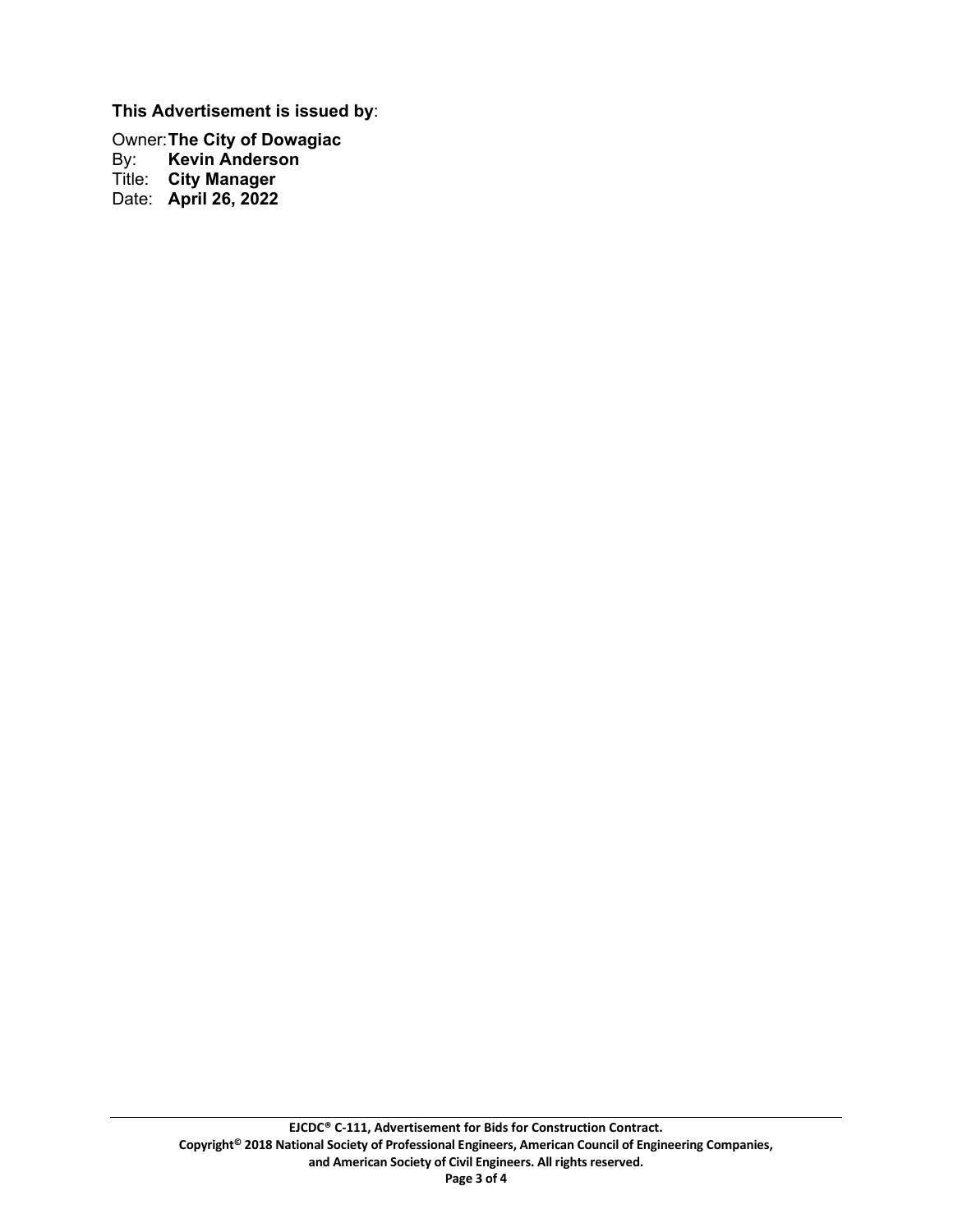**This Advertisement is issued by**:

Owner: **The City of Dowagiac**
By: **Kevin Anderson**
Title: **City Manager**
Date: **April 26, 2022**